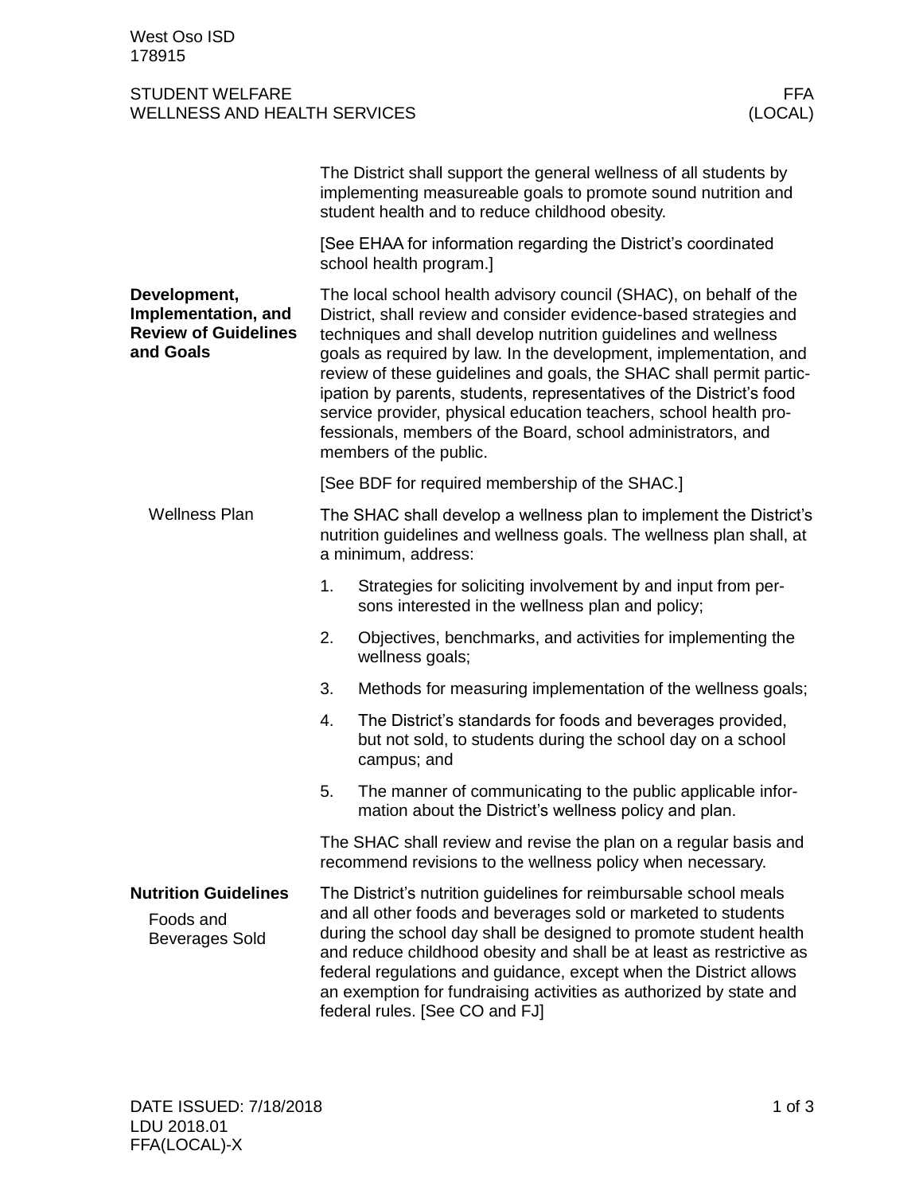The District shall support the general wellness of all students by implementing measureable goals to promote sound nutrition and student health and to reduce childhood obesity.

[See EHAA for information regarding the District's coordinated school health program.]

## Development, Implementation, and Review of Guidelines and Goals

The local school health advisory council (SHAC), on behalf of the District, shall review and consider evidence-based strategies and techniques and shall develop nutrition guidelines and wellness goals as required by law. In the development, implementation, and review of these guidelines and goals, the SHAC shall permit participation by parents, students, representatives of the District's food service provider, physical education teachers, school health professionals, members of the Board, school administrators, and members of the public.

[See BDF for required membership of the SHAC.]

### Wellness Plan

The SHAC shall develop a wellness plan to implement the District's nutrition guidelines and wellness goals. The wellness plan shall, at a minimum, address:

1. Strategies for soliciting involvement by and input from persons interested in the wellness plan and policy;
2. Objectives, benchmarks, and activities for implementing the wellness goals;
3. Methods for measuring implementation of the wellness goals;
4. The District's standards for foods and beverages provided, but not sold, to students during the school day on a school campus; and
5. The manner of communicating to the public applicable information about the District's wellness policy and plan.

The SHAC shall review and revise the plan on a regular basis and recommend revisions to the wellness policy when necessary.

## Nutrition Guidelines

### Foods and Beverages Sold

The District's nutrition guidelines for reimbursable school meals and all other foods and beverages sold or marketed to students during the school day shall be designed to promote student health and reduce childhood obesity and shall be at least as restrictive as federal regulations and guidance, except when the District allows an exemption for fundraising activities as authorized by state and federal rules. [See CO and FJ]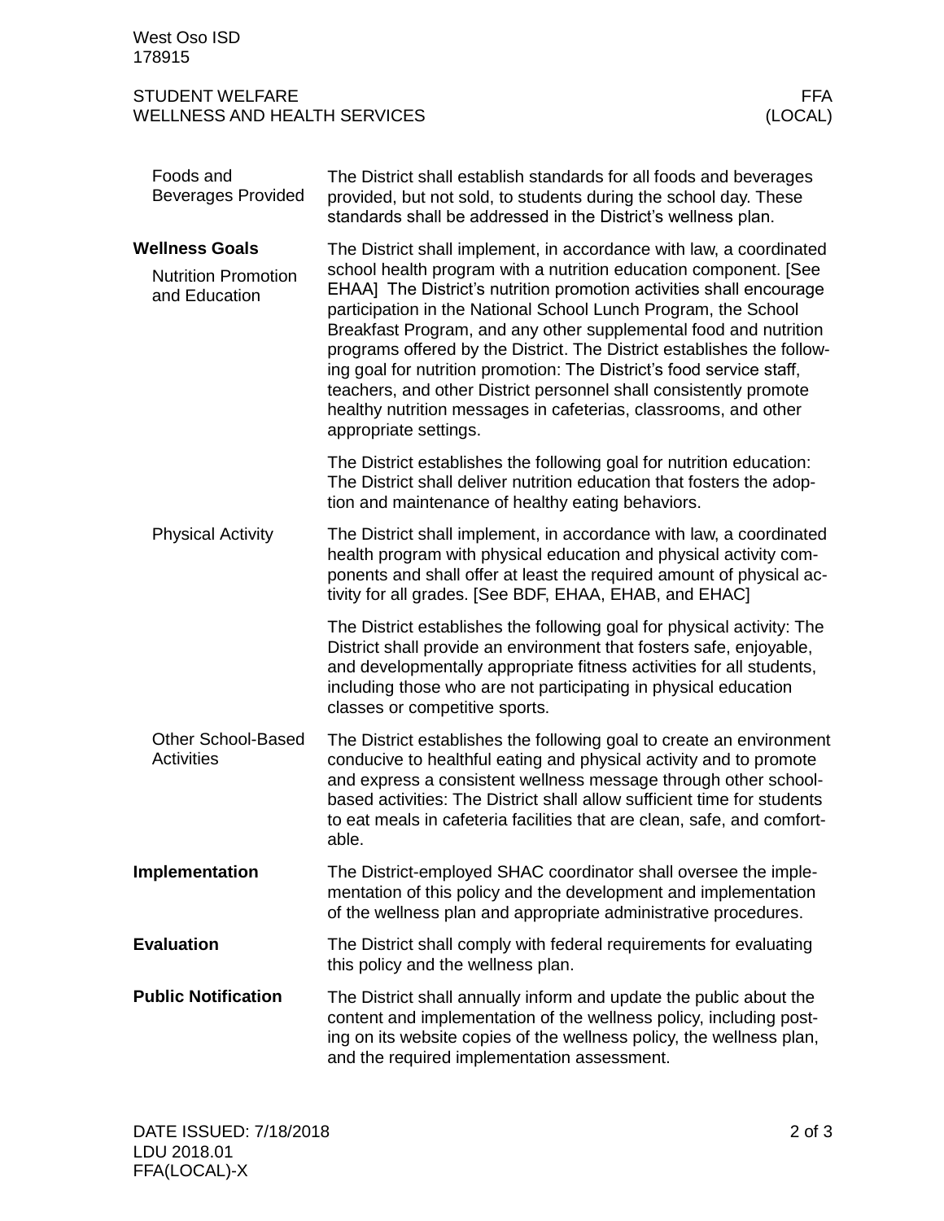### Foods and Beverages Provided

The District shall establish standards for all foods and beverages provided, but not sold, to students during the school day. These standards shall be addressed in the District's wellness plan.

## Wellness Goals

### Nutrition Promotion and Education

The District shall implement, in accordance with law, a coordinated school health program with a nutrition education component. [See EHAA] The District's nutrition promotion activities shall encourage participation in the National School Lunch Program, the School Breakfast Program, and any other supplemental food and nutrition programs offered by the District. The District establishes the following goal for nutrition promotion: The District's food service staff, teachers, and other District personnel shall consistently promote healthy nutrition messages in cafeterias, classrooms, and other appropriate settings.

The District establishes the following goal for nutrition education: The District shall deliver nutrition education that fosters the adoption and maintenance of healthy eating behaviors.

### Physical Activity

The District shall implement, in accordance with law, a coordinated health program with physical education and physical activity components and shall offer at least the required amount of physical activity for all grades. [See BDF, EHAA, EHAB, and EHAC]

The District establishes the following goal for physical activity: The District shall provide an environment that fosters safe, enjoyable, and developmentally appropriate fitness activities for all students, including those who are not participating in physical education classes or competitive sports.

### Other School-Based Activities

The District establishes the following goal to create an environment conducive to healthful eating and physical activity and to promote and express a consistent wellness message through other school-based activities: The District shall allow sufficient time for students to eat meals in cafeteria facilities that are clean, safe, and comfortable.

## Implementation

The District-employed SHAC coordinator shall oversee the implementation of this policy and the development and implementation of the wellness plan and appropriate administrative procedures.

## Evaluation

The District shall comply with federal requirements for evaluating this policy and the wellness plan.

## Public Notification

The District shall annually inform and update the public about the content and implementation of the wellness policy, including posting on its website copies of the wellness policy, the wellness plan, and the required implementation assessment.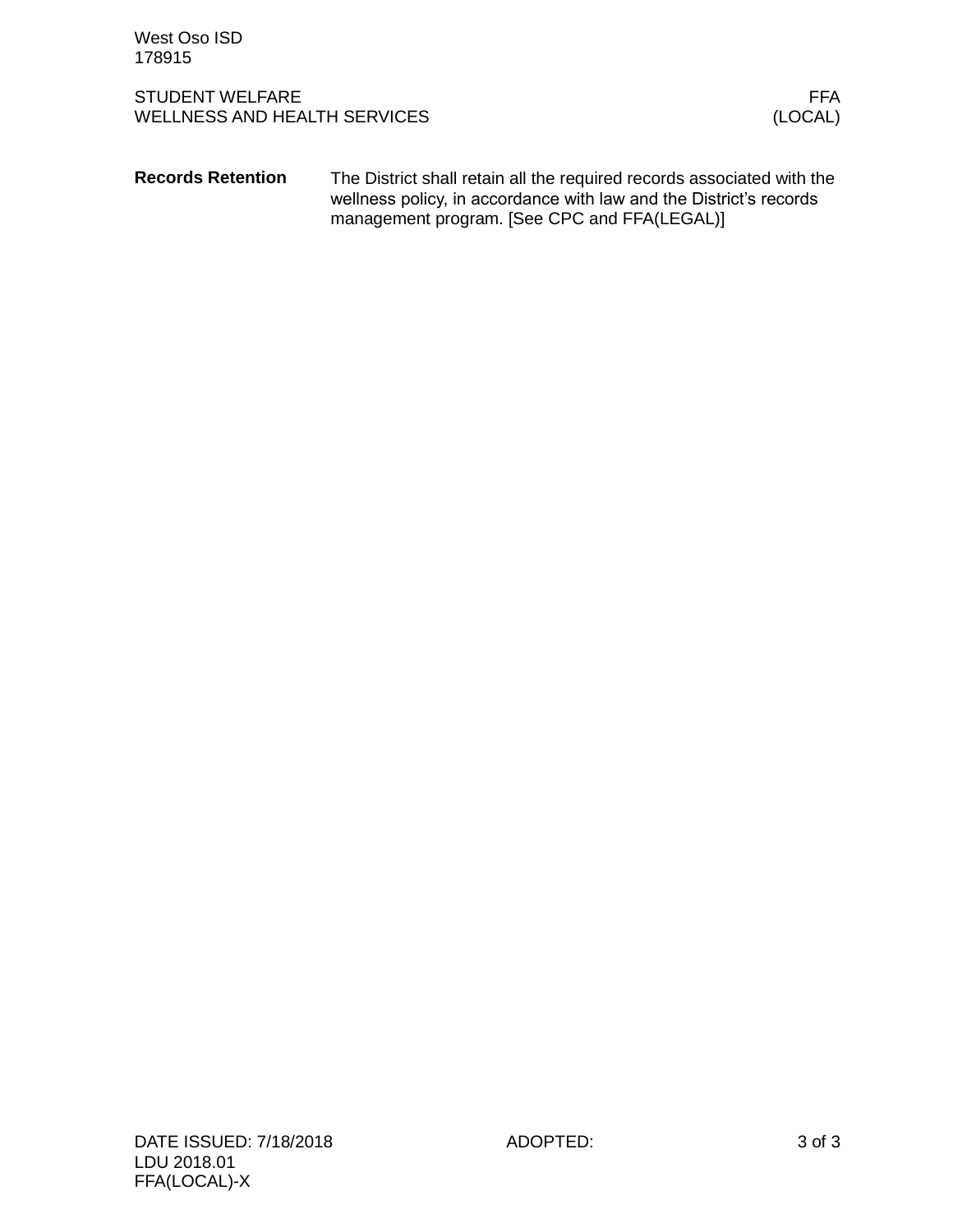**Records Retention**

The District shall retain all the required records associated with the wellness policy, in accordance with law and the District's records management program. [See CPC and FFA(LEGAL)]